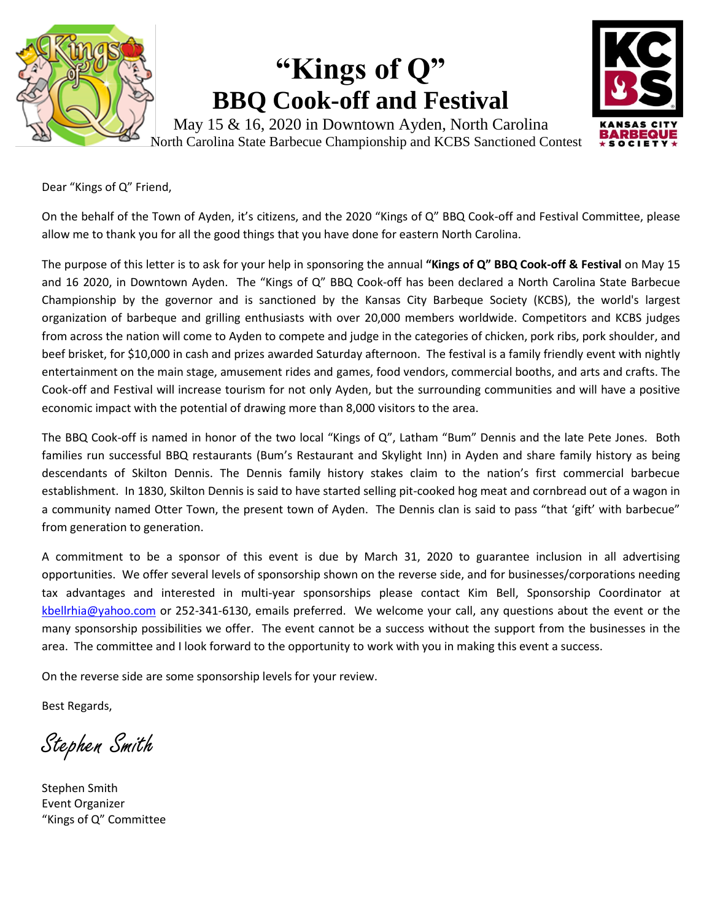# "Kings of Q"
## BBQ Cook-off and Festival

May 15 & 16, 2020 in Downtown Ayden, North Carolina

North Carolina State Barbecue Championship and KCBS Sanctioned Contest

Dear "Kings of Q" Friend,

On the behalf of the Town of Ayden, it's citizens, and the 2020 "Kings of Q" BBQ Cook-off and Festival Committee, please allow me to thank you for all the good things that you have done for eastern North Carolina.

The purpose of this letter is to ask for your help in sponsoring the annual **"Kings of Q" BBQ Cook-off & Festival** on May 15 and 16 2020, in Downtown Ayden. The "Kings of Q" BBQ Cook-off has been declared a North Carolina State Barbecue Championship by the governor and is sanctioned by the Kansas City Barbeque Society (KCBS), the world's largest organization of barbeque and grilling enthusiasts with over 20,000 members worldwide. Competitors and KCBS judges from across the nation will come to Ayden to compete and judge in the categories of chicken, pork ribs, pork shoulder, and beef brisket, for $10,000 in cash and prizes awarded Saturday afternoon. The festival is a family friendly event with nightly entertainment on the main stage, amusement rides and games, food vendors, commercial booths, and arts and crafts. The Cook-off and Festival will increase tourism for not only Ayden, but the surrounding communities and will have a positive economic impact with the potential of drawing more than 8,000 visitors to the area.

The BBQ Cook-off is named in honor of the two local "Kings of Q", Latham "Bum" Dennis and the late Pete Jones. Both families run successful BBQ restaurants (Bum's Restaurant and Skylight Inn) in Ayden and share family history as being descendants of Skilton Dennis. The Dennis family history stakes claim to the nation's first commercial barbecue establishment. In 1830, Skilton Dennis is said to have started selling pit-cooked hog meat and cornbread out of a wagon in a community named Otter Town, the present town of Ayden. The Dennis clan is said to pass "that 'gift' with barbecue" from generation to generation.

A commitment to be a sponsor of this event is due by March 31, 2020 to guarantee inclusion in all advertising opportunities. We offer several levels of sponsorship shown on the reverse side, and for businesses/corporations needing tax advantages and interested in multi-year sponsorships please contact Kim Bell, Sponsorship Coordinator at kbellrhia@yahoo.com or 252-341-6130, emails preferred. We welcome your call, any questions about the event or the many sponsorship possibilities we offer. The event cannot be a success without the support from the businesses in the area. The committee and I look forward to the opportunity to work with you in making this event a success.

On the reverse side are some sponsorship levels for your review.

Best Regards,

*Stephen Smith*

Stephen Smith
Event Organizer
"Kings of Q" Committee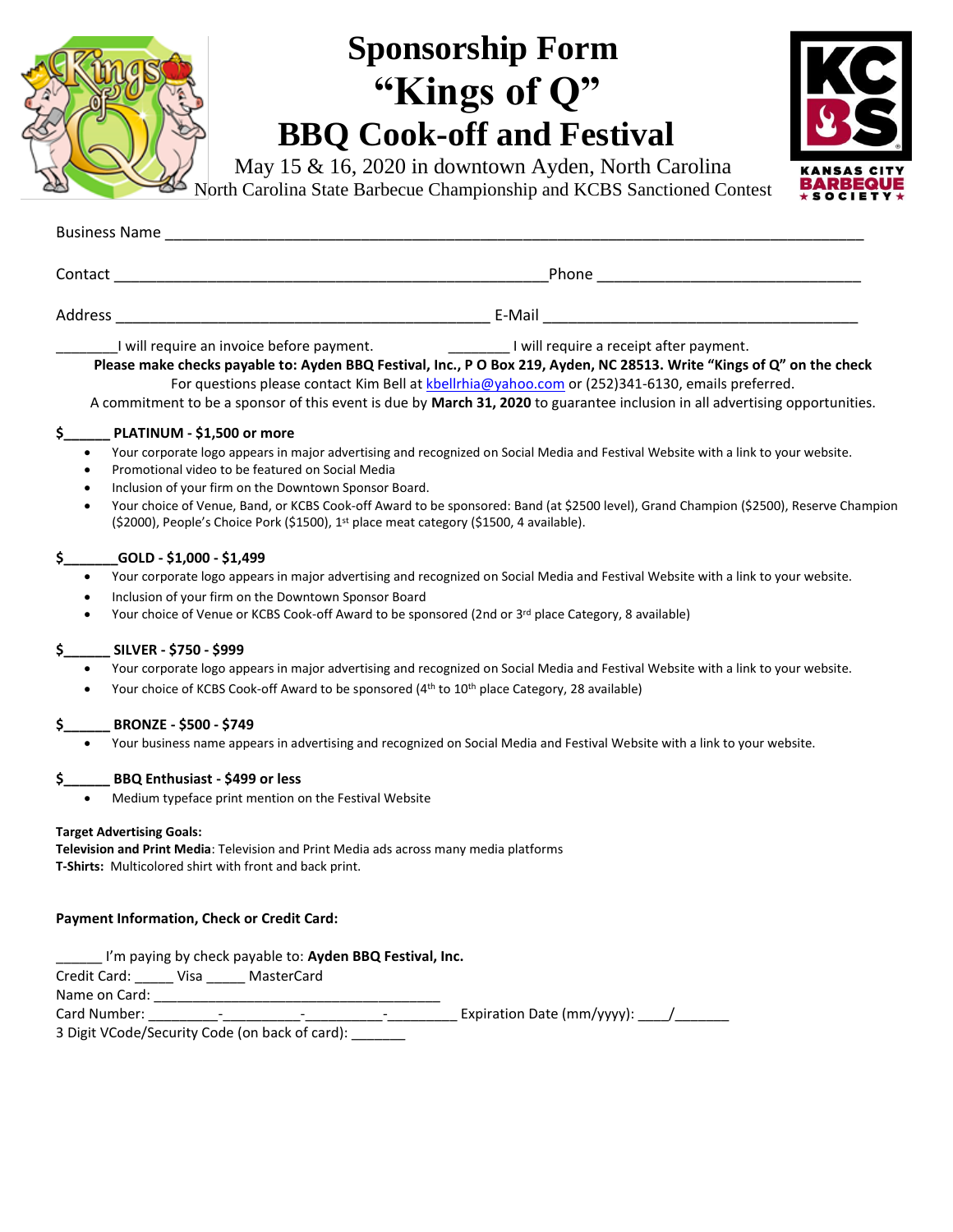# Sponsorship Form
# "Kings of Q"
# BBQ Cook-off and Festival

May 15 & 16, 2020 in downtown Ayden, North Carolina

North Carolina State Barbecue Championship and KCBS Sanctioned Contest

Business Name ____________________________________________________________________________

Contact ________________________________________________Phone _____________________________

Address __________________________________________ E-Mail ___________________________________

________I will require an invoice before payment. ________ I will require a receipt after payment.

**Please make checks payable to: Ayden BBQ Festival, Inc., P O Box 219, Ayden, NC 28513. Write "Kings of Q" on the check**

For questions please contact Kim Bell at kbellrhia@yahoo.com or (252)341-6130, emails preferred.

A commitment to be a sponsor of this event is due by **March 31, 2020** to guarantee inclusion in all advertising opportunities.

**$______ PLATINUM - $1,500 or more**

- Your corporate logo appears in major advertising and recognized on Social Media and Festival Website with a link to your website.
- Promotional video to be featured on Social Media
- Inclusion of your firm on the Downtown Sponsor Board.
- Your choice of Venue, Band, or KCBS Cook-off Award to be sponsored: Band (at $2500 level), Grand Champion ($2500), Reserve Champion ($2000), People's Choice Pork ($1500), 1st place meat category ($1500, 4 available).

**$_______GOLD - $1,000 - $1,499**

- Your corporate logo appears in major advertising and recognized on Social Media and Festival Website with a link to your website.
- Inclusion of your firm on the Downtown Sponsor Board
- Your choice of Venue or KCBS Cook-off Award to be sponsored (2nd or 3rd place Category, 8 available)

**$______ SILVER - $750 - $999**

- Your corporate logo appears in major advertising and recognized on Social Media and Festival Website with a link to your website.
- Your choice of KCBS Cook-off Award to be sponsored (4th to 10th place Category, 28 available)

**$______ BRONZE - $500 - $749**

- Your business name appears in advertising and recognized on Social Media and Festival Website with a link to your website.

**$______ BBQ Enthusiast - $499 or less**

- Medium typeface print mention on the Festival Website

**Target Advertising Goals:**
**Television and Print Media**: Television and Print Media ads across many media platforms
**T-Shirts:** Multicolored shirt with front and back print.

**Payment Information, Check or Credit Card:**

______ I'm paying by check payable to: **Ayden BBQ Festival, Inc.**
Credit Card: _____ Visa _____ MasterCard
Name on Card: ____________________________________
Card Number: _________-__________-__________-_________ Expiration Date (mm/yyyy): ____/_______
3 Digit VCode/Security Code (on back of card): _______